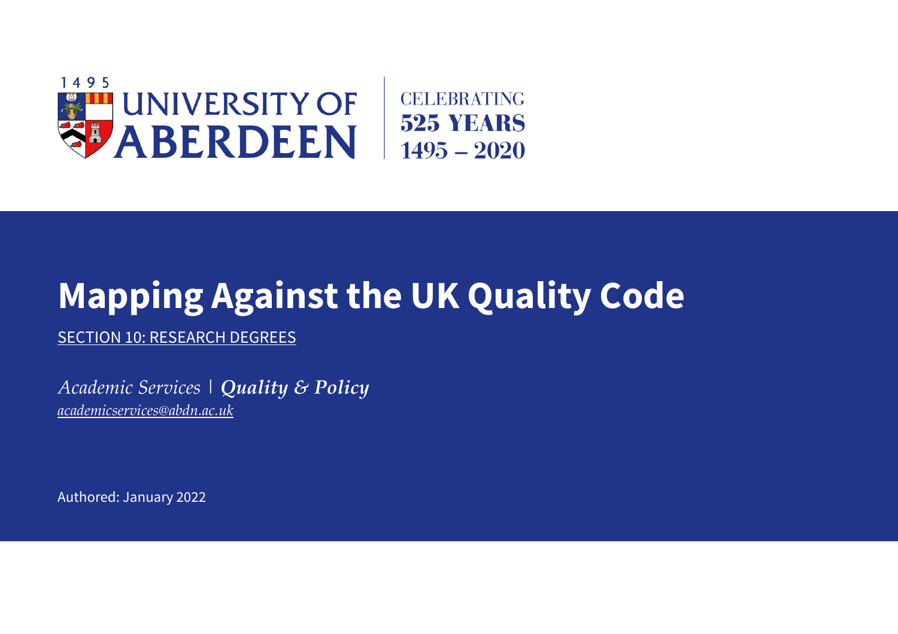1495 UNIVERSITY OF ABERDEEN

CELEBRATING 525 YEARS 1495 – 2020

# Mapping Against the UK Quality Code

SECTION 10: RESEARCH DEGREES

*Academic Services* | ***Quality & Policy***

*academicservices@abdn.ac.uk*

Authored: January 2022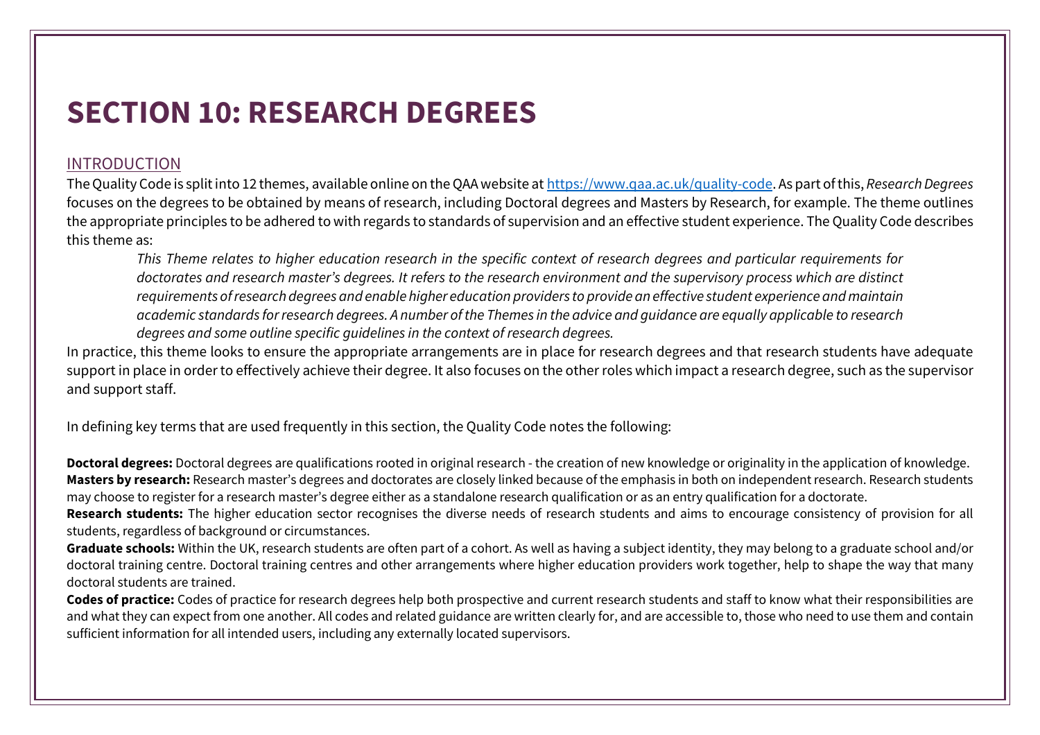# SECTION 10: RESEARCH DEGREES

## INTRODUCTION

The Quality Code is split into 12 themes, available online on the QAA website at [https://www.qaa.ac.uk/quality-code](https://www.qaa.ac.uk/quality-code). As part of this, *Research Degrees* focuses on the degrees to be obtained by means of research, including Doctoral degrees and Masters by Research, for example. The theme outlines the appropriate principles to be adhered to with regards to standards of supervision and an effective student experience. The Quality Code describes this theme as:

> *This Theme relates to higher education research in the specific context of research degrees and particular requirements for doctorates and research master's degrees. It refers to the research environment and the supervisory process which are distinct requirements of research degrees and enable higher education providers to provide an effective student experience and maintain academic standards for research degrees. A number of the Themes in the advice and guidance are equally applicable to research degrees and some outline specific guidelines in the context of research degrees.*

In practice, this theme looks to ensure the appropriate arrangements are in place for research degrees and that research students have adequate support in place in order to effectively achieve their degree. It also focuses on the other roles which impact a research degree, such as the supervisor and support staff.

In defining key terms that are used frequently in this section, the Quality Code notes the following:

**Doctoral degrees:** Doctoral degrees are qualifications rooted in original research - the creation of new knowledge or originality in the application of knowledge.

**Masters by research:** Research master's degrees and doctorates are closely linked because of the emphasis in both on independent research. Research students may choose to register for a research master's degree either as a standalone research qualification or as an entry qualification for a doctorate.

**Research students:** The higher education sector recognises the diverse needs of research students and aims to encourage consistency of provision for all students, regardless of background or circumstances.

**Graduate schools:** Within the UK, research students are often part of a cohort. As well as having a subject identity, they may belong to a graduate school and/or doctoral training centre. Doctoral training centres and other arrangements where higher education providers work together, help to shape the way that many doctoral students are trained.

**Codes of practice:** Codes of practice for research degrees help both prospective and current research students and staff to know what their responsibilities are and what they can expect from one another. All codes and related guidance are written clearly for, and are accessible to, those who need to use them and contain sufficient information for all intended users, including any externally located supervisors.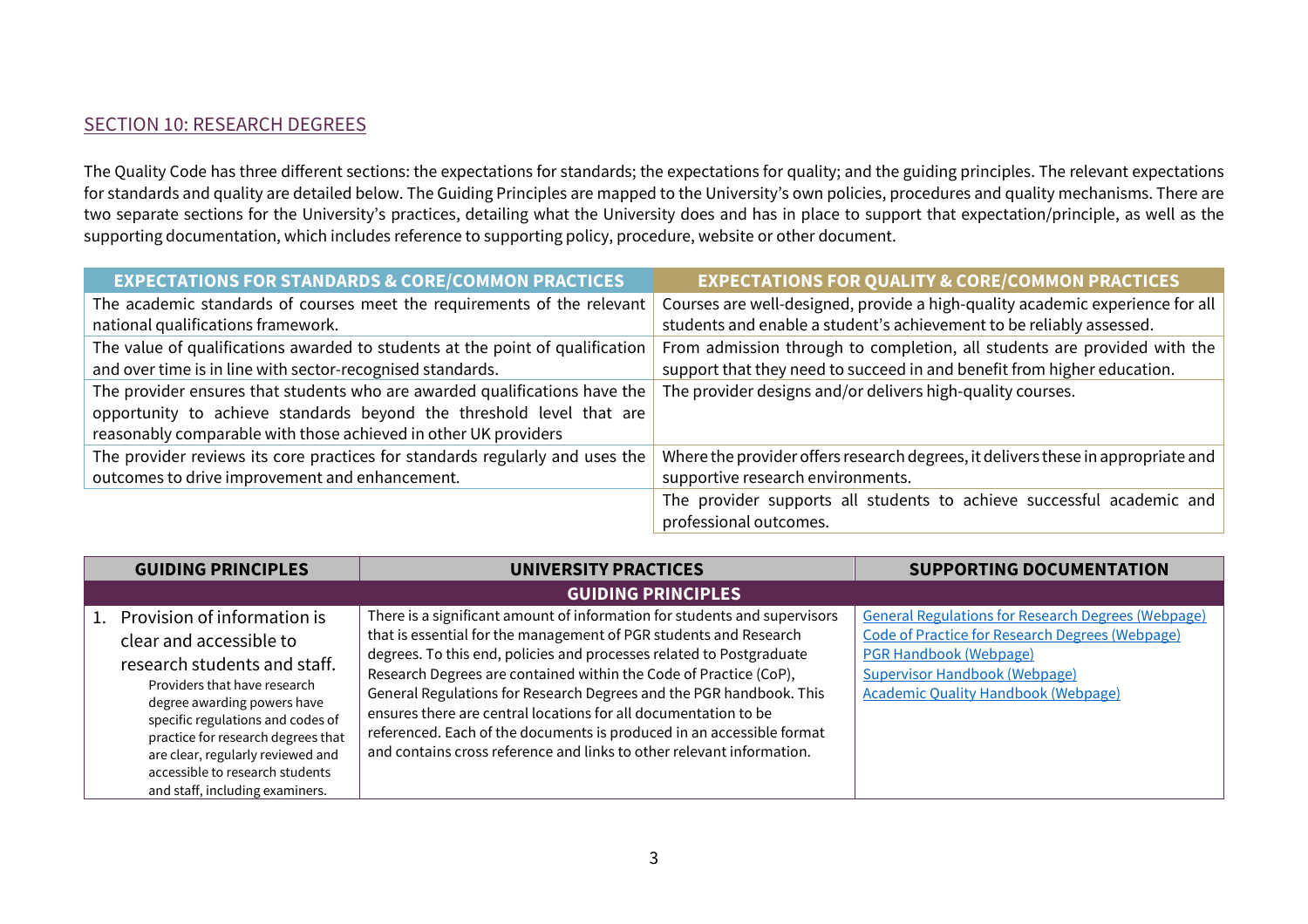## SECTION 10: RESEARCH DEGREES

The Quality Code has three different sections: the expectations for standards; the expectations for quality; and the guiding principles. The relevant expectations for standards and quality are detailed below. The Guiding Principles are mapped to the University's own policies, procedures and quality mechanisms. There are two separate sections for the University's practices, detailing what the University does and has in place to support that expectation/principle, as well as the supporting documentation, which includes reference to supporting policy, procedure, website or other document.

| EXPECTATIONS FOR STANDARDS & CORE/COMMON PRACTICES | EXPECTATIONS FOR QUALITY & CORE/COMMON PRACTICES |
| --- | --- |
| The academic standards of courses meet the requirements of the relevant national qualifications framework. | Courses are well-designed, provide a high-quality academic experience for all students and enable a student's achievement to be reliably assessed. |
| The value of qualifications awarded to students at the point of qualification and over time is in line with sector-recognised standards. | From admission through to completion, all students are provided with the support that they need to succeed in and benefit from higher education. |
| The provider ensures that students who are awarded qualifications have the opportunity to achieve standards beyond the threshold level that are reasonably comparable with those achieved in other UK providers | The provider designs and/or delivers high-quality courses. |
| The provider reviews its core practices for standards regularly and uses the outcomes to drive improvement and enhancement. | Where the provider offers research degrees, it delivers these in appropriate and supportive research environments. |
| | The provider supports all students to achieve successful academic and professional outcomes. |

| GUIDING PRINCIPLES | UNIVERSITY PRACTICES | SUPPORTING DOCUMENTATION |
| --- | --- | --- |
| **GUIDING PRINCIPLES** | | |
| 1. Provision of information is clear and accessible to research students and staff. Providers that have research degree awarding powers have specific regulations and codes of practice for research degrees that are clear, regularly reviewed and accessible to research students and staff, including examiners. | There is a significant amount of information for students and supervisors that is essential for the management of PGR students and Research degrees. To this end, policies and processes related to Postgraduate Research Degrees are contained within the Code of Practice (CoP), General Regulations for Research Degrees and the PGR handbook. This ensures there are central locations for all documentation to be referenced. Each of the documents is produced in an accessible format and contains cross reference and links to other relevant information. | General Regulations for Research Degrees (Webpage)<br>Code of Practice for Research Degrees (Webpage)<br>PGR Handbook (Webpage)<br>Supervisor Handbook (Webpage)<br>Academic Quality Handbook (Webpage) |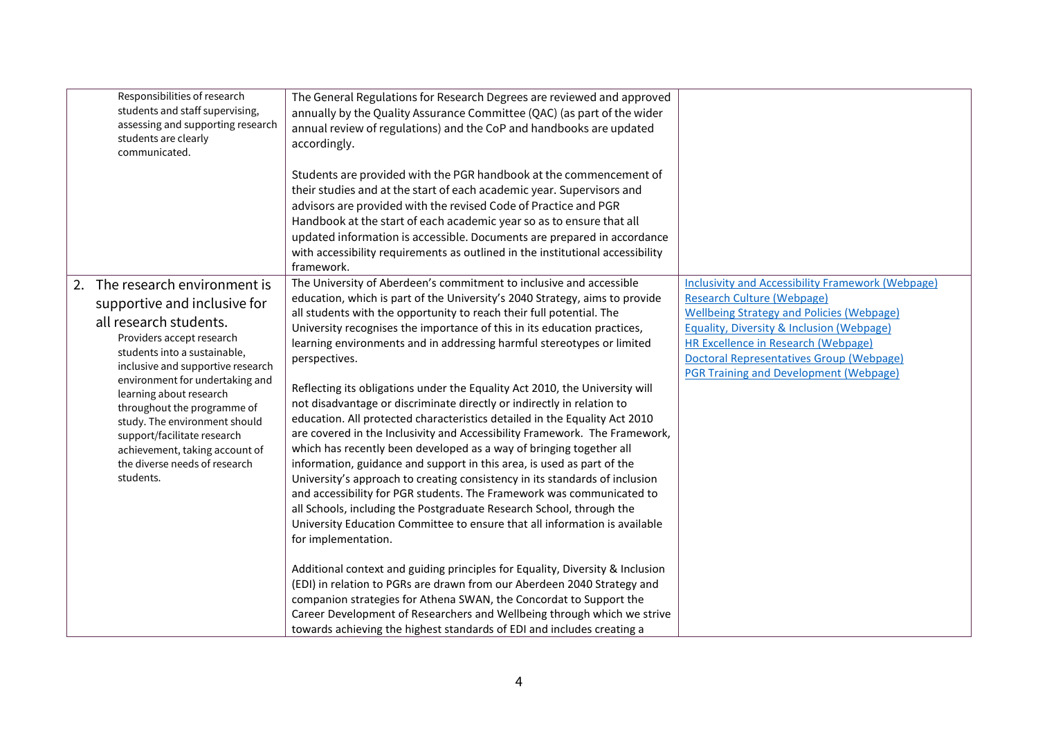| | | |
|---|---|---|
| Responsibilities of research students and staff supervising, assessing and supporting research students are clearly communicated. | The General Regulations for Research Degrees are reviewed and approved annually by the Quality Assurance Committee (QAC) (as part of the wider annual review of regulations) and the CoP and handbooks are updated accordingly.<br><br>Students are provided with the PGR handbook at the commencement of their studies and at the start of each academic year. Supervisors and advisors are provided with the revised Code of Practice and PGR Handbook at the start of each academic year so as to ensure that all updated information is accessible. Documents are prepared in accordance with accessibility requirements as outlined in the institutional accessibility framework. | |
| 2. The research environment is supportive and inclusive for all research students.<br>Providers accept research students into a sustainable, inclusive and supportive research environment for undertaking and learning about research throughout the programme of study. The environment should support/facilitate research achievement, taking account of the diverse needs of research students. | The University of Aberdeen's commitment to inclusive and accessible education, which is part of the University's 2040 Strategy, aims to provide all students with the opportunity to reach their full potential. The University recognises the importance of this in its education practices, learning environments and in addressing harmful stereotypes or limited perspectives.<br><br>Reflecting its obligations under the Equality Act 2010, the University will not disadvantage or discriminate directly or indirectly in relation to education. All protected characteristics detailed in the Equality Act 2010 are covered in the Inclusivity and Accessibility Framework. The Framework, which has recently been developed as a way of bringing together all information, guidance and support in this area, is used as part of the University's approach to creating consistency in its standards of inclusion and accessibility for PGR students. The Framework was communicated to all Schools, including the Postgraduate Research School, through the University Education Committee to ensure that all information is available for implementation.<br><br>Additional context and guiding principles for Equality, Diversity & Inclusion (EDI) in relation to PGRs are drawn from our Aberdeen 2040 Strategy and companion strategies for Athena SWAN, the Concordat to Support the Career Development of Researchers and Wellbeing through which we strive towards achieving the highest standards of EDI and includes creating a | Inclusivity and Accessibility Framework (Webpage)<br>Research Culture (Webpage)<br>Wellbeing Strategy and Policies (Webpage)<br>Equality, Diversity & Inclusion (Webpage)<br>HR Excellence in Research (Webpage)<br>Doctoral Representatives Group (Webpage)<br>PGR Training and Development (Webpage) |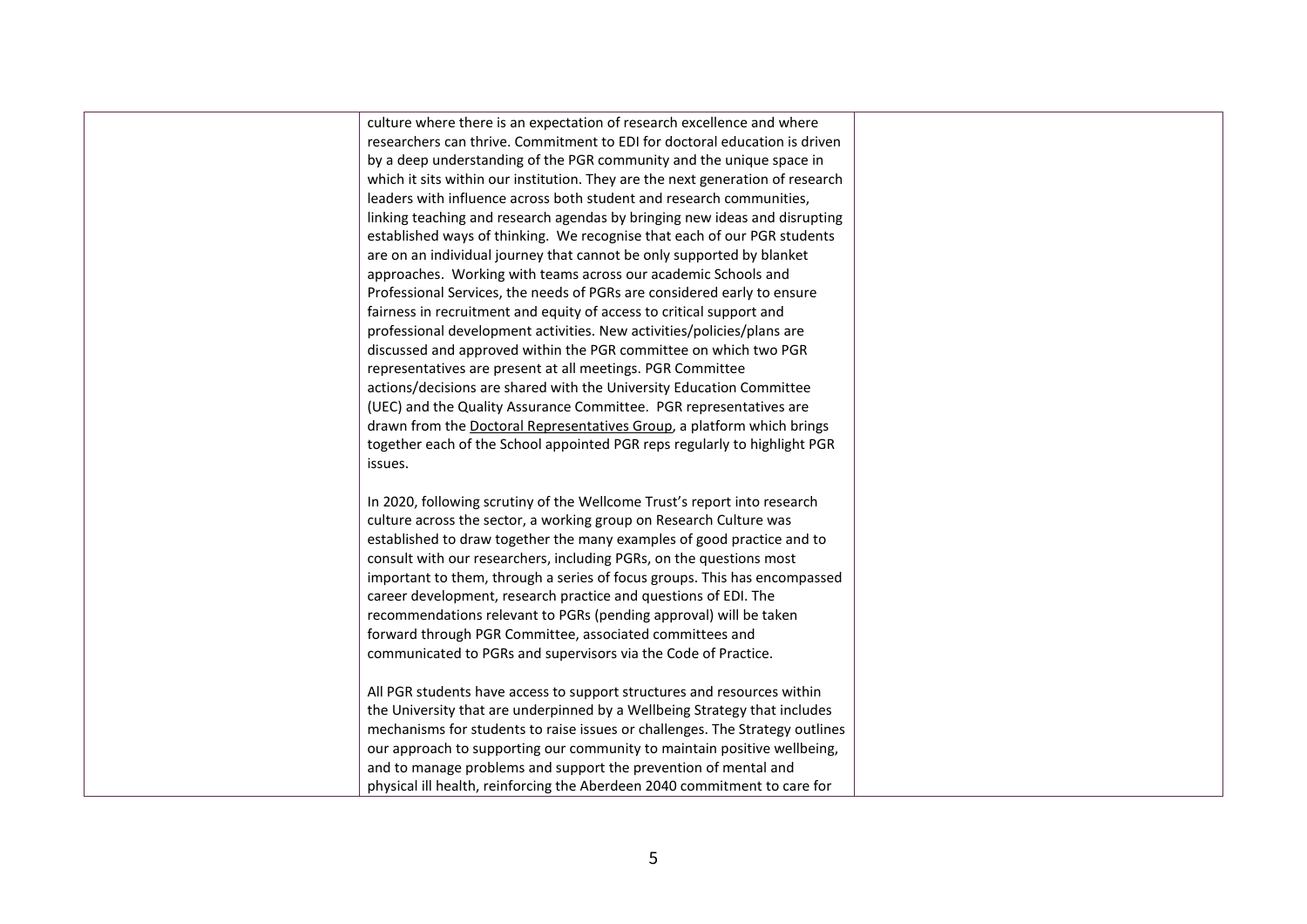| | | |
|---|---|---|
| | culture where there is an expectation of research excellence and where researchers can thrive. Commitment to EDI for doctoral education is driven by a deep understanding of the PGR community and the unique space in which it sits within our institution. They are the next generation of research leaders with influence across both student and research communities, linking teaching and research agendas by bringing new ideas and disrupting established ways of thinking. We recognise that each of our PGR students are on an individual journey that cannot be only supported by blanket approaches. Working with teams across our academic Schools and Professional Services, the needs of PGRs are considered early to ensure fairness in recruitment and equity of access to critical support and professional development activities. New activities/policies/plans are discussed and approved within the PGR committee on which two PGR representatives are present at all meetings. PGR Committee actions/decisions are shared with the University Education Committee (UEC) and the Quality Assurance Committee. PGR representatives are drawn from the Doctoral Representatives Group, a platform which brings together each of the School appointed PGR reps regularly to highlight PGR issues.<br><br>In 2020, following scrutiny of the Wellcome Trust's report into research culture across the sector, a working group on Research Culture was established to draw together the many examples of good practice and to consult with our researchers, including PGRs, on the questions most important to them, through a series of focus groups. This has encompassed career development, research practice and questions of EDI. The recommendations relevant to PGRs (pending approval) will be taken forward through PGR Committee, associated committees and communicated to PGRs and supervisors via the Code of Practice.<br><br>All PGR students have access to support structures and resources within the University that are underpinned by a Wellbeing Strategy that includes mechanisms for students to raise issues or challenges. The Strategy outlines our approach to supporting our community to maintain positive wellbeing, and to manage problems and support the prevention of mental and physical ill health, reinforcing the Aberdeen 2040 commitment to care for | |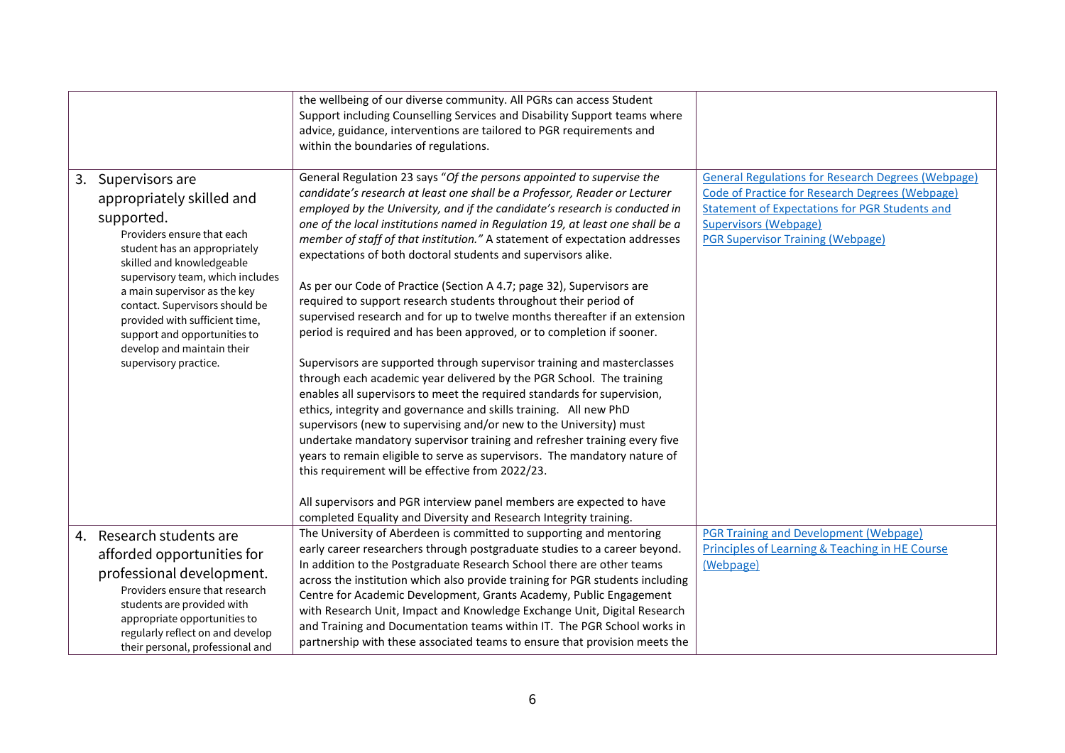| | | |
|---|---|---|
| | the wellbeing of our diverse community. All PGRs can access Student Support including Counselling Services and Disability Support teams where advice, guidance, interventions are tailored to PGR requirements and within the boundaries of regulations. | |
| 3. Supervisors are appropriately skilled and supported. Providers ensure that each student has an appropriately skilled and knowledgeable supervisory team, which includes a main supervisor as the key contact. Supervisors should be provided with sufficient time, support and opportunities to develop and maintain their supervisory practice. | General Regulation 23 says "*Of the persons appointed to supervise the candidate's research at least one shall be a Professor, Reader or Lecturer employed by the University, and if the candidate's research is conducted in one of the local institutions named in Regulation 19, at least one shall be a member of staff of that institution.*" A statement of expectation addresses expectations of both doctoral students and supervisors alike.<br><br>As per our Code of Practice (Section A 4.7; page 32), Supervisors are required to support research students throughout their period of supervised research and for up to twelve months thereafter if an extension period is required and has been approved, or to completion if sooner.<br><br>Supervisors are supported through supervisor training and masterclasses through each academic year delivered by the PGR School. The training enables all supervisors to meet the required standards for supervision, ethics, integrity and governance and skills training. All new PhD supervisors (new to supervising and/or new to the University) must undertake mandatory supervisor training and refresher training every five years to remain eligible to serve as supervisors. The mandatory nature of this requirement will be effective from 2022/23.<br><br>All supervisors and PGR interview panel members are expected to have completed Equality and Diversity and Research Integrity training. | General Regulations for Research Degrees (Webpage)<br>Code of Practice for Research Degrees (Webpage)<br>Statement of Expectations for PGR Students and Supervisors (Webpage)<br>PGR Supervisor Training (Webpage) |
| 4. Research students are afforded opportunities for professional development. Providers ensure that research students are provided with appropriate opportunities to regularly reflect on and develop their personal, professional and | The University of Aberdeen is committed to supporting and mentoring early career researchers through postgraduate studies to a career beyond. In addition to the Postgraduate Research School there are other teams across the institution which also provide training for PGR students including Centre for Academic Development, Grants Academy, Public Engagement with Research Unit, Impact and Knowledge Exchange Unit, Digital Research and Training and Documentation teams within IT. The PGR School works in partnership with these associated teams to ensure that provision meets the | PGR Training and Development (Webpage)<br>Principles of Learning & Teaching in HE Course (Webpage) |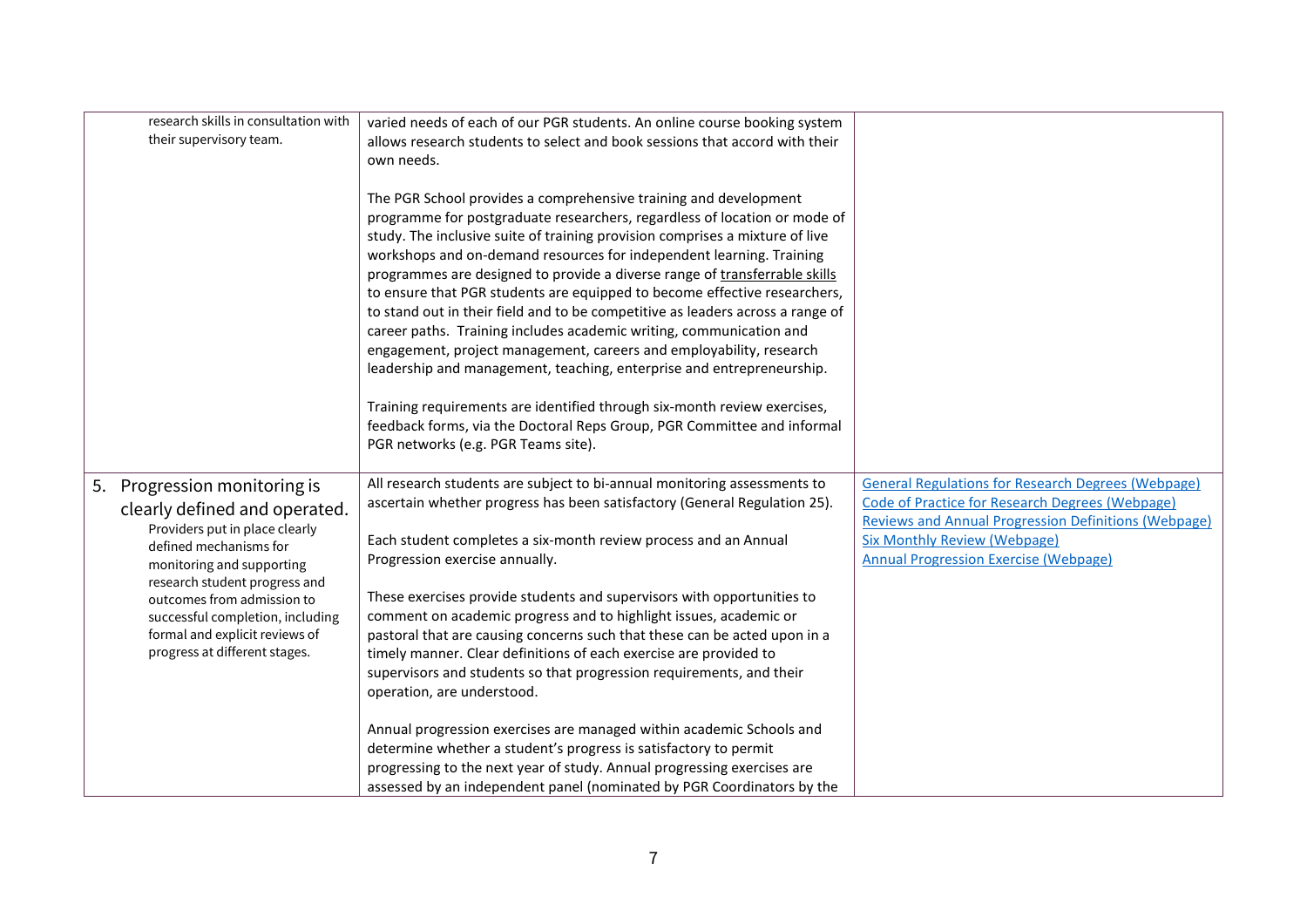| | | |
|---|---|---|
| research skills in consultation with their supervisory team. | varied needs of each of our PGR students. An online course booking system allows research students to select and book sessions that accord with their own needs.<br><br>The PGR School provides a comprehensive training and development programme for postgraduate researchers, regardless of location or mode of study. The inclusive suite of training provision comprises a mixture of live workshops and on-demand resources for independent learning. Training programmes are designed to provide a diverse range of transferrable skills to ensure that PGR students are equipped to become effective researchers, to stand out in their field and to be competitive as leaders across a range of career paths. Training includes academic writing, communication and engagement, project management, careers and employability, research leadership and management, teaching, enterprise and entrepreneurship.<br><br>Training requirements are identified through six-month review exercises, feedback forms, via the Doctoral Reps Group, PGR Committee and informal PGR networks (e.g. PGR Teams site). | |
| 5. Progression monitoring is clearly defined and operated.<br>Providers put in place clearly defined mechanisms for monitoring and supporting research student progress and outcomes from admission to successful completion, including formal and explicit reviews of progress at different stages. | All research students are subject to bi-annual monitoring assessments to ascertain whether progress has been satisfactory (General Regulation 25).<br><br>Each student completes a six-month review process and an Annual Progression exercise annually.<br><br>These exercises provide students and supervisors with opportunities to comment on academic progress and to highlight issues, academic or pastoral that are causing concerns such that these can be acted upon in a timely manner. Clear definitions of each exercise are provided to supervisors and students so that progression requirements, and their operation, are understood.<br><br>Annual progression exercises are managed within academic Schools and determine whether a student's progress is satisfactory to permit progressing to the next year of study. Annual progressing exercises are assessed by an independent panel (nominated by PGR Coordinators by the | General Regulations for Research Degrees (Webpage)<br>Code of Practice for Research Degrees (Webpage)<br>Reviews and Annual Progression Definitions (Webpage)<br>Six Monthly Review (Webpage)<br>Annual Progression Exercise (Webpage) |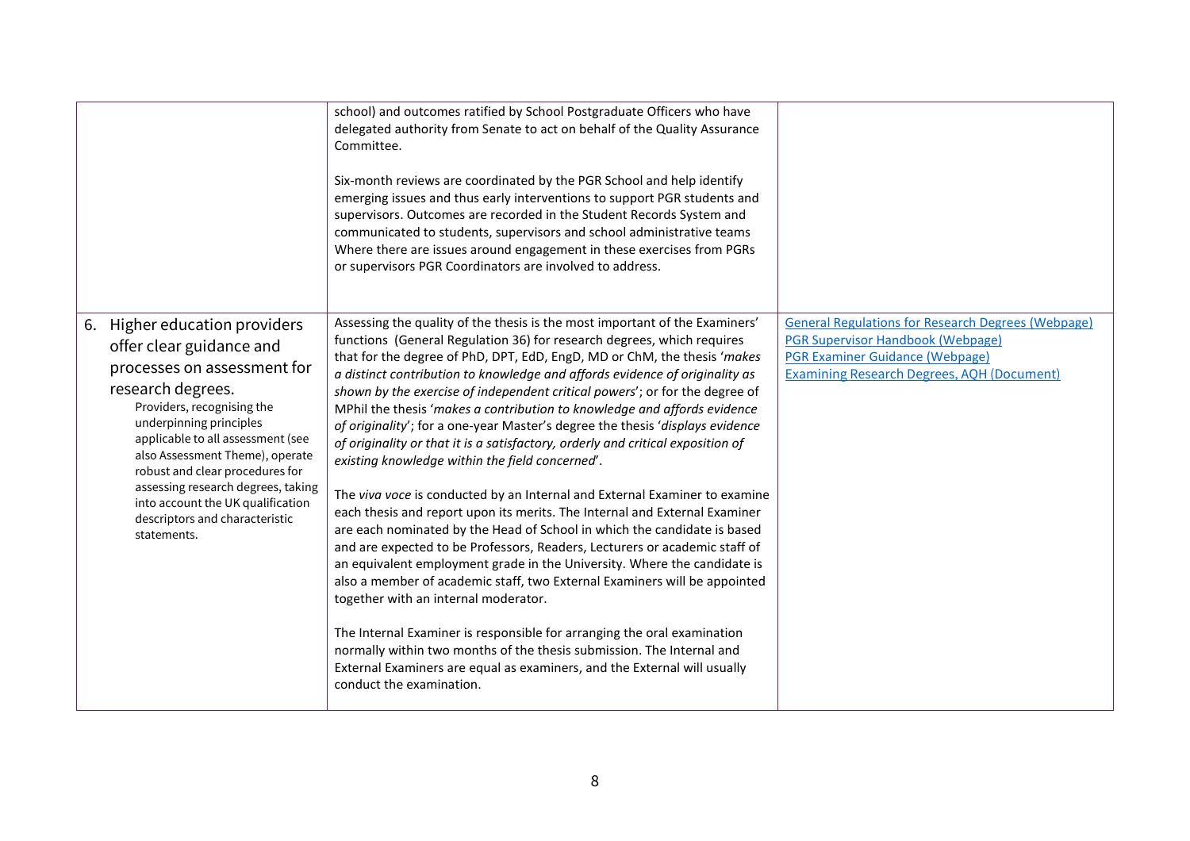| | | |
|---|---|---|
| | school) and outcomes ratified by School Postgraduate Officers who have delegated authority from Senate to act on behalf of the Quality Assurance Committee.<br><br>Six-month reviews are coordinated by the PGR School and help identify emerging issues and thus early interventions to support PGR students and supervisors. Outcomes are recorded in the Student Records System and communicated to students, supervisors and school administrative teams Where there are issues around engagement in these exercises from PGRs or supervisors PGR Coordinators are involved to address. | |
| 6. Higher education providers offer clear guidance and processes on assessment for research degrees.<br>Providers, recognising the underpinning principles applicable to all assessment (see also Assessment Theme), operate robust and clear procedures for assessing research degrees, taking into account the UK qualification descriptors and characteristic statements. | Assessing the quality of the thesis is the most important of the Examiners' functions (General Regulation 36) for research degrees, which requires that for the degree of PhD, DPT, EdD, EngD, MD or ChM, the thesis '*makes a distinct contribution to knowledge and affords evidence of originality as shown by the exercise of independent critical powers*'; or for the degree of MPhil the thesis '*makes a contribution to knowledge and affords evidence of originality*'; for a one-year Master's degree the thesis '*displays evidence of originality or that it is a satisfactory, orderly and critical exposition of existing knowledge within the field concerned*'.<br><br>The *viva voce* is conducted by an Internal and External Examiner to examine each thesis and report upon its merits. The Internal and External Examiner are each nominated by the Head of School in which the candidate is based and are expected to be Professors, Readers, Lecturers or academic staff of an equivalent employment grade in the University. Where the candidate is also a member of academic staff, two External Examiners will be appointed together with an internal moderator.<br><br>The Internal Examiner is responsible for arranging the oral examination normally within two months of the thesis submission. The Internal and External Examiners are equal as examiners, and the External will usually conduct the examination. | General Regulations for Research Degrees (Webpage)<br>PGR Supervisor Handbook (Webpage)<br>PGR Examiner Guidance (Webpage)<br>Examining Research Degrees, AQH (Document) |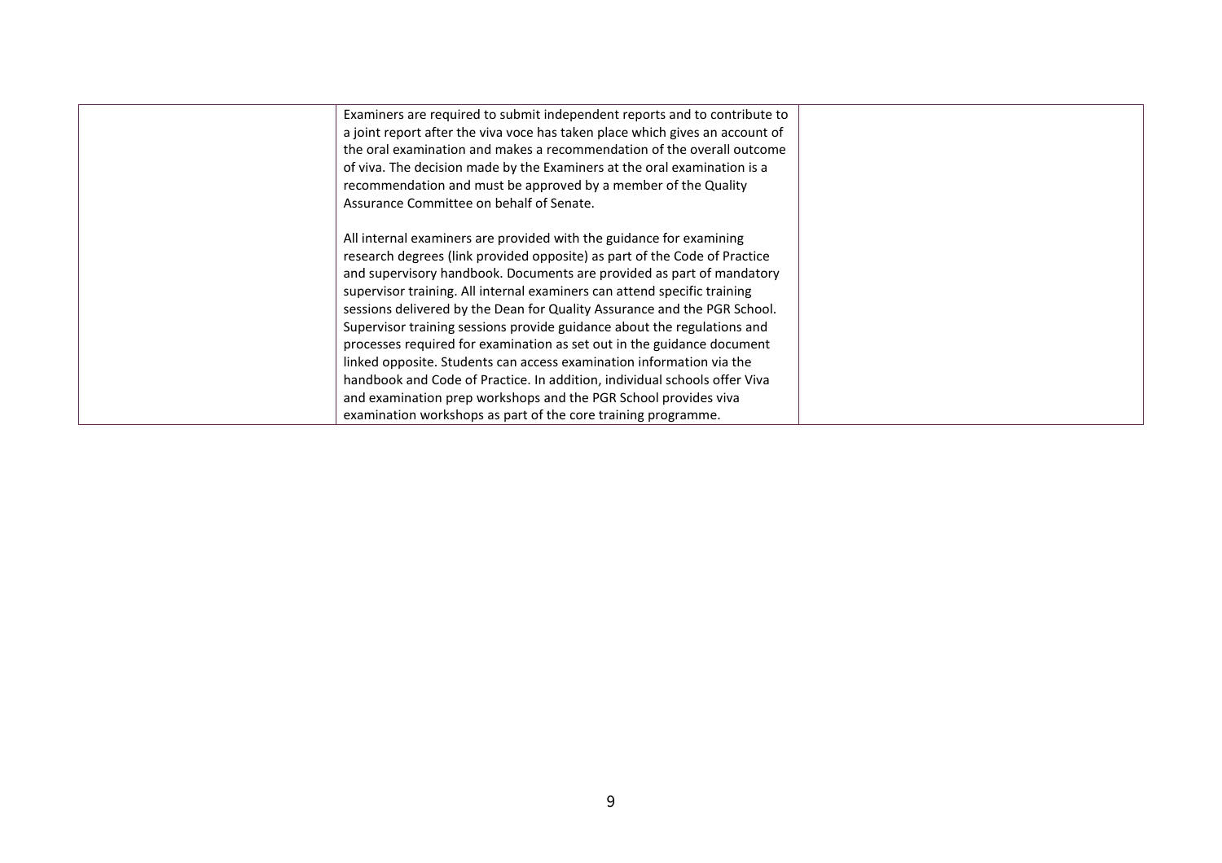| | | |
|---|---|---|
| | Examiners are required to submit independent reports and to contribute to a joint report after the viva voce has taken place which gives an account of the oral examination and makes a recommendation of the overall outcome of viva. The decision made by the Examiners at the oral examination is a recommendation and must be approved by a member of the Quality Assurance Committee on behalf of Senate.<br><br>All internal examiners are provided with the guidance for examining research degrees (link provided opposite) as part of the Code of Practice and supervisory handbook. Documents are provided as part of mandatory supervisor training. All internal examiners can attend specific training sessions delivered by the Dean for Quality Assurance and the PGR School. Supervisor training sessions provide guidance about the regulations and processes required for examination as set out in the guidance document linked opposite. Students can access examination information via the handbook and Code of Practice. In addition, individual schools offer Viva and examination prep workshops and the PGR School provides viva examination workshops as part of the core training programme. | |